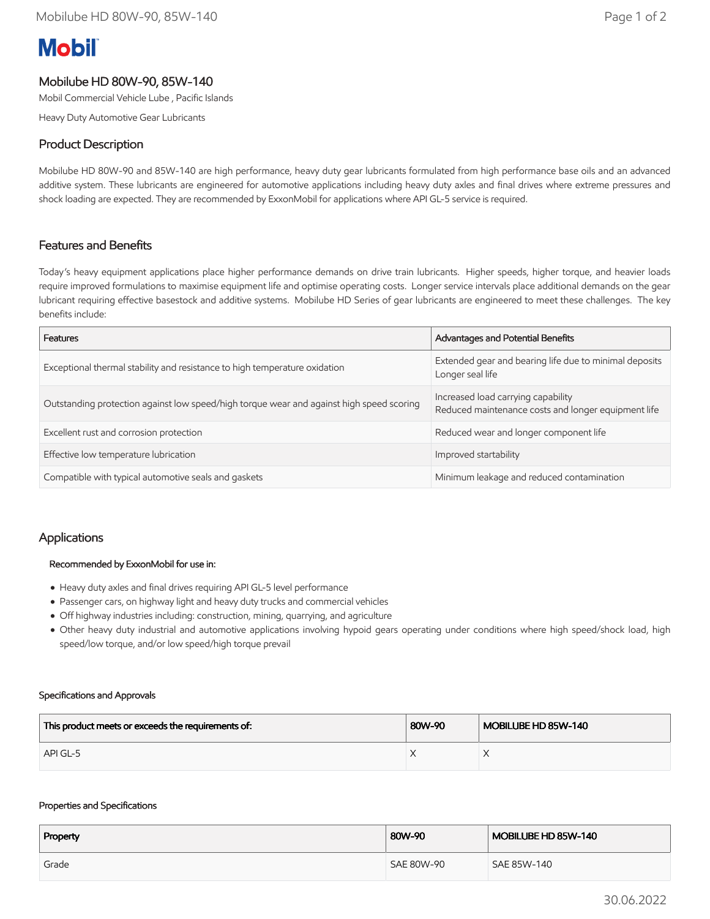# Mobilube HD 80W-90, 85W-140

Mobil Commercial Vehicle Lube , Pacific Islands

Heavy Duty Automotive Gear Lubricants

## Product Description

Mobilube HD 80W-90 and 85W-140 are high performance, heavy duty gear lubricants formulated from high performance base oils and an advanced additive system. These lubricants are engineered for automotive applications including heavy duty axles and final drives where extreme pressures and shock loading are expected. They are recommended by ExxonMobil for applications where API GL-5 service is required.

## Features and Benefits

Today's heavy equipment applications place higher performance demands on drive train lubricants. Higher speeds, higher torque, and heavier loads require improved formulations to maximise equipment life and optimise operating costs. Longer service intervals place additional demands on the gear lubricant requiring effective basestock and additive systems. Mobilube HD Series of gear lubricants are engineered to meet these challenges. The key benefits include:

| Features | Advantages and Potential Benefits |
| --- | --- |
| Exceptional thermal stability and resistance to high temperature oxidation | Extended gear and bearing life due to minimal deposits<br>Longer seal life |
| Outstanding protection against low speed/high torque wear and against high speed scoring | Increased load carrying capability<br>Reduced maintenance costs and longer equipment life |
| Excellent rust and corrosion protection | Reduced wear and longer component life |
| Effective low temperature lubrication | Improved startability |
| Compatible with typical automotive seals and gaskets | Minimum leakage and reduced contamination |

## Applications

**Recommended by ExxonMobil for use in:**

- Heavy duty axles and final drives requiring API GL-5 level performance
- Passenger cars, on highway light and heavy duty trucks and commercial vehicles
- Off highway industries including: construction, mining, quarrying, and agriculture
- Other heavy duty industrial and automotive applications involving hypoid gears operating under conditions where high speed/shock load, high speed/low torque, and/or low speed/high torque prevail

#### Specifications and Approvals

| This product meets or exceeds the requirements of: | 80W-90 | MOBILUBE HD 85W-140 |
| --- | --- | --- |
| API GL-5 | X | X |

#### Properties and Specifications

| Property | 80W-90 | MOBILUBE HD 85W-140 |
| --- | --- | --- |
| Grade | SAE 80W-90 | SAE 85W-140 |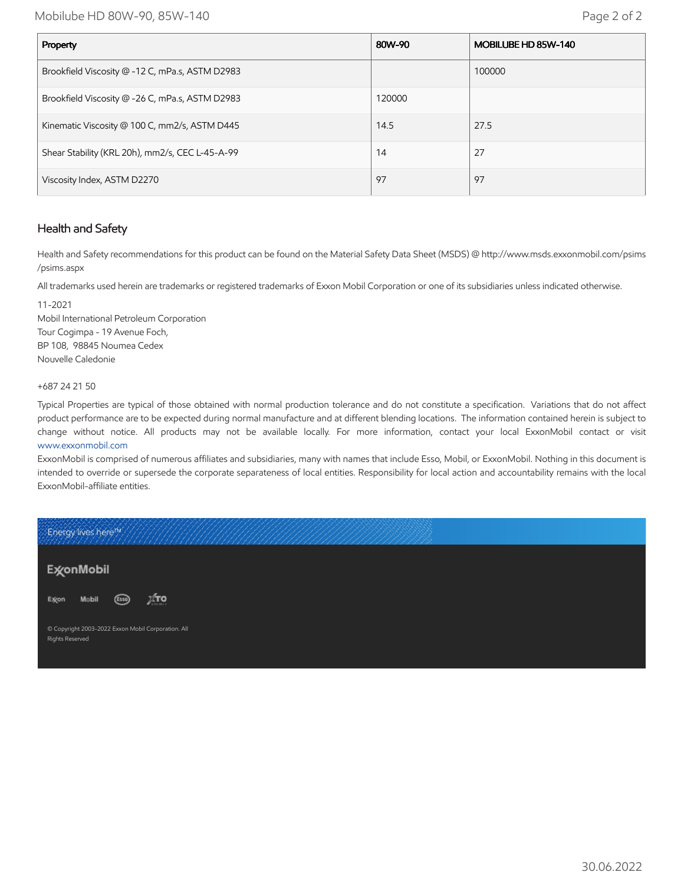| Property | 80W-90 | MOBILUBE HD 85W-140 |
| --- | --- | --- |
| Brookfield Viscosity @ -12 C, mPa.s, ASTM D2983 | | 100000 |
| Brookfield Viscosity @ -26 C, mPa.s, ASTM D2983 | 120000 | |
| Kinematic Viscosity @ 100 C, mm2/s, ASTM D445 | 14.5 | 27.5 |
| Shear Stability (KRL 20h), mm2/s, CEC L-45-A-99 | 14 | 27 |
| Viscosity Index, ASTM D2270 | 97 | 97 |

## Health and Safety

Health and Safety recommendations for this product can be found on the Material Safety Data Sheet (MSDS) @ http://www.msds.exxonmobil.com/psims/psims.aspx

All trademarks used herein are trademarks or registered trademarks of Exxon Mobil Corporation or one of its subsidiaries unless indicated otherwise.

11-2021
Mobil International Petroleum Corporation
Tour Cogimpa - 19 Avenue Foch,
BP 108, 98845 Noumea Cedex
Nouvelle Caledonie

+687 24 21 50

Typical Properties are typical of those obtained with normal production tolerance and do not constitute a specification. Variations that do not affect product performance are to be expected during normal manufacture and at different blending locations. The information contained herein is subject to change without notice. All products may not be available locally. For more information, contact your local ExxonMobil contact or visit www.exxonmobil.com

ExxonMobil is comprised of numerous affiliates and subsidiaries, many with names that include Esso, Mobil, or ExxonMobil. Nothing in this document is intended to override or supersede the corporate separateness of local entities. Responsibility for local action and accountability remains with the local ExxonMobil-affiliate entities.

Energy lives here™

ExxonMobil

Exxon Mobil Esso XTO

© Copyright 2003-2022 Exxon Mobil Corporation. All Rights Reserved